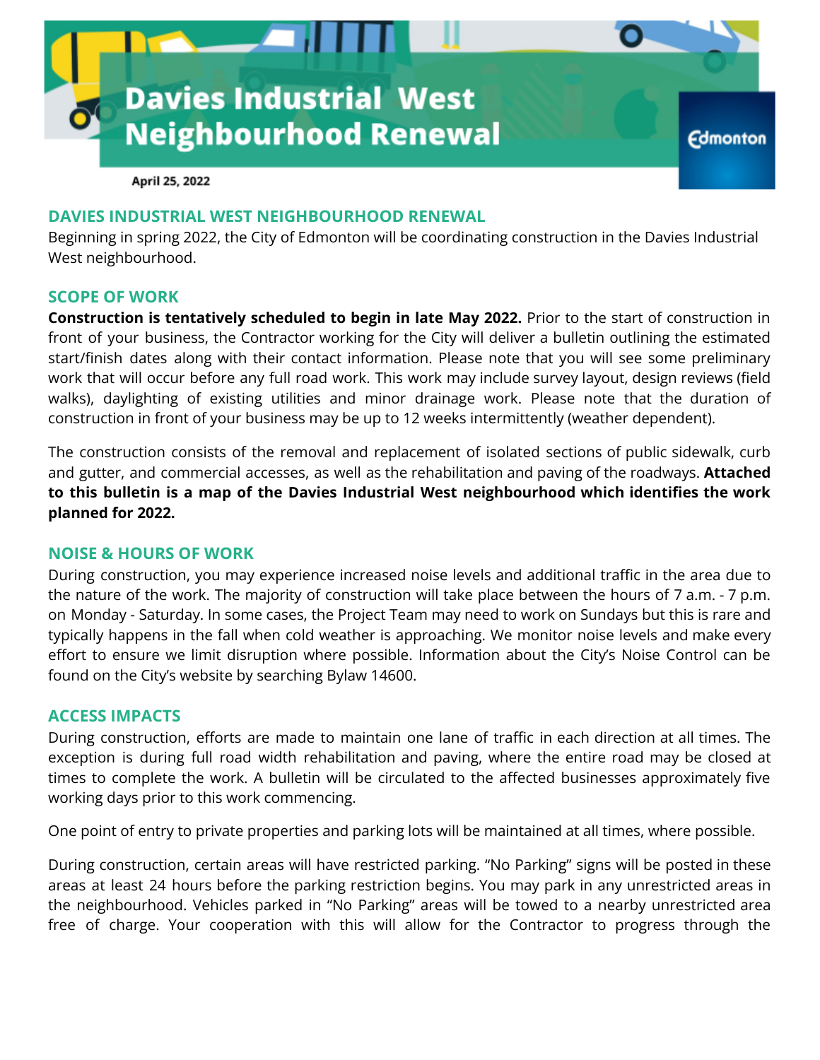# Davies Industrial West Neighbourhood Renewal

Edmonton

**April 25, 2022**

## DAVIES INDUSTRIAL WEST NEIGHBOURHOOD RENEWAL

Beginning in spring 2022, the City of Edmonton will be coordinating construction in the Davies Industrial West neighbourhood.

## SCOPE OF WORK

**Construction is tentatively scheduled to begin in late May 2022.** Prior to the start of construction in front of your business, the Contractor working for the City will deliver a bulletin outlining the estimated start/finish dates along with their contact information. Please note that you will see some preliminary work that will occur before any full road work. This work may include survey layout, design reviews (field walks), daylighting of existing utilities and minor drainage work. Please note that the duration of construction in front of your business may be up to 12 weeks intermittently (weather dependent).

The construction consists of the removal and replacement of isolated sections of public sidewalk, curb and gutter, and commercial accesses, as well as the rehabilitation and paving of the roadways. **Attached to this bulletin is a map of the Davies Industrial West neighbourhood which identifies the work planned for 2022.**

## NOISE & HOURS OF WORK

During construction, you may experience increased noise levels and additional traffic in the area due to the nature of the work. The majority of construction will take place between the hours of 7 a.m. - 7 p.m. on Monday - Saturday. In some cases, the Project Team may need to work on Sundays but this is rare and typically happens in the fall when cold weather is approaching. We monitor noise levels and make every effort to ensure we limit disruption where possible. Information about the City's Noise Control can be found on the City's website by searching Bylaw 14600.

## ACCESS IMPACTS

During construction, efforts are made to maintain one lane of traffic in each direction at all times. The exception is during full road width rehabilitation and paving, where the entire road may be closed at times to complete the work. A bulletin will be circulated to the affected businesses approximately five working days prior to this work commencing.

One point of entry to private properties and parking lots will be maintained at all times, where possible.

During construction, certain areas will have restricted parking. "No Parking" signs will be posted in these areas at least 24 hours before the parking restriction begins. You may park in any unrestricted areas in the neighbourhood. Vehicles parked in "No Parking" areas will be towed to a nearby unrestricted area free of charge. Your cooperation with this will allow for the Contractor to progress through the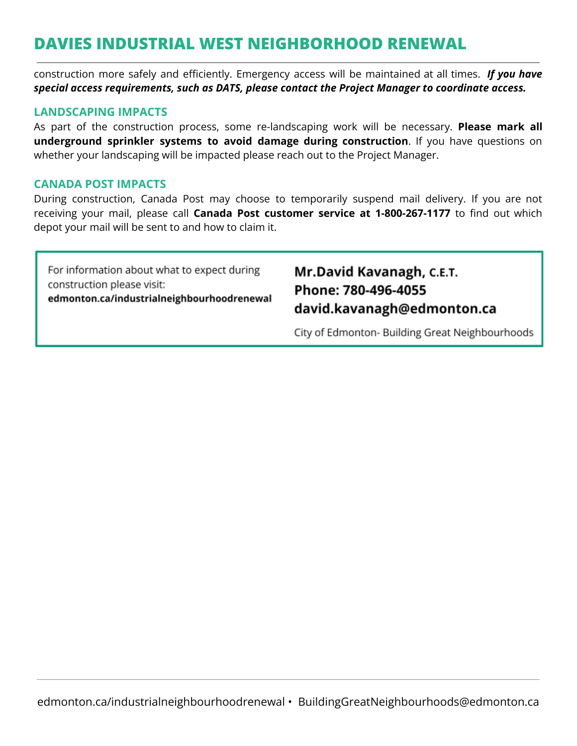construction more safely and efficiently. Emergency access will be maintained at all times. ***If you have special access requirements, such as DATS, please contact the Project Manager to coordinate access.***

## LANDSCAPING IMPACTS

As part of the construction process, some re-landscaping work will be necessary. **Please mark all underground sprinkler systems to avoid damage during construction**. If you have questions on whether your landscaping will be impacted please reach out to the Project Manager.

## CANADA POST IMPACTS

During construction, Canada Post may choose to temporarily suspend mail delivery. If you are not receiving your mail, please call **Canada Post customer service at 1-800-267-1177** to find out which depot your mail will be sent to and how to claim it.

For information about what to expect during construction please visit:
**edmonton.ca/industrialneighbourhoodrenewal**

**Mr.David Kavanagh, C.E.T.**
**Phone: 780-496-4055**
**david.kavanagh@edmonton.ca**

City of Edmonton- Building Great Neighbourhoods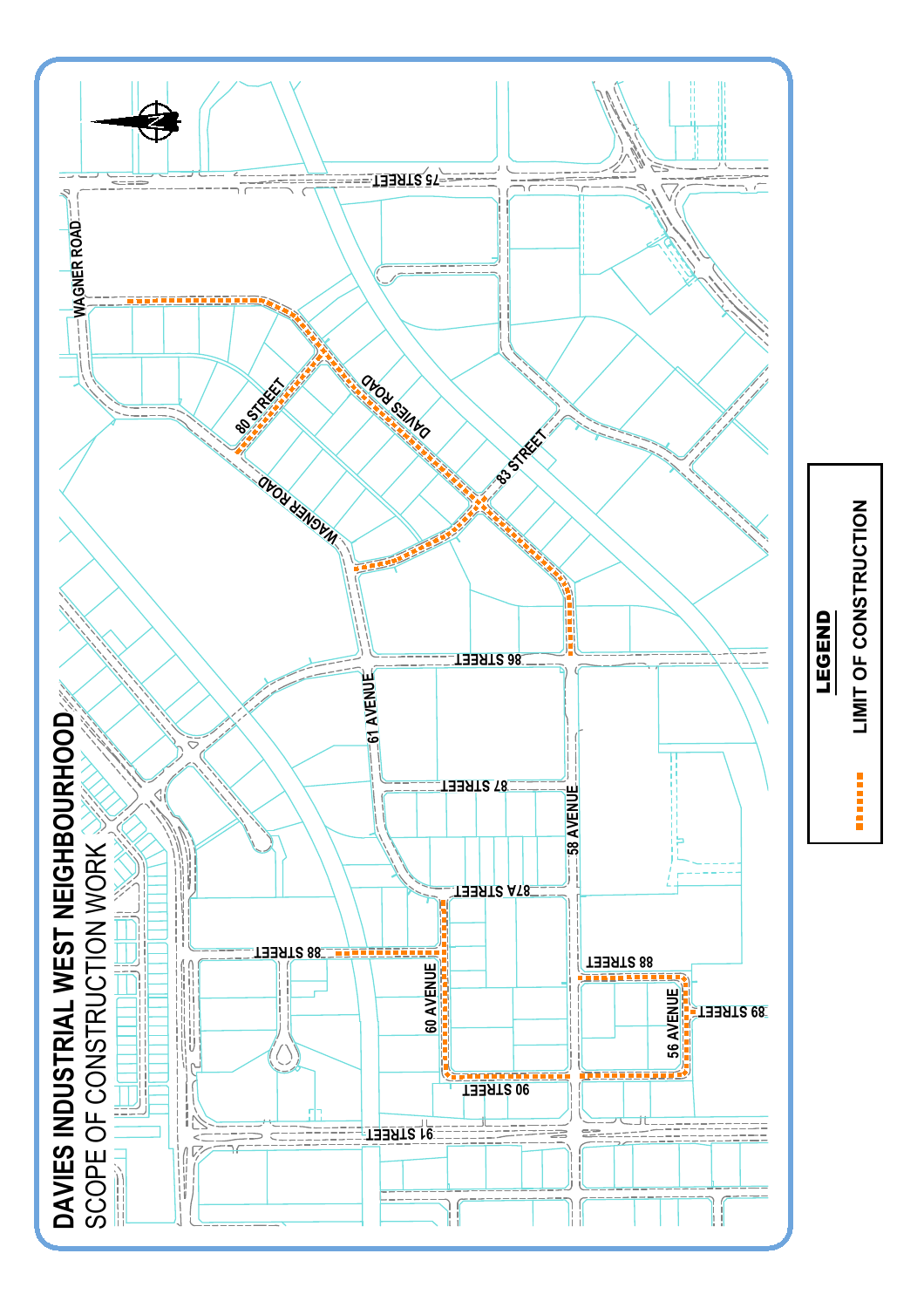# DAVIES INDUSTRIAL WEST NEIGHBOURHOOD

## SCOPE OF CONSTRUCTION WORK

75 STREET

WAGNER ROAD

80 STREET

DAVIES ROAD

83 STREET

WAGNER ROAD

86 STREET

61 AVENUE

87 STREET

58 AVENUE

87A STREET

88 STREET

60 AVENUE

88 STREET

89 STREET

56 AVENUE

90 STREET

91 STREET

**LEGEND**

LIMIT OF CONSTRUCTION